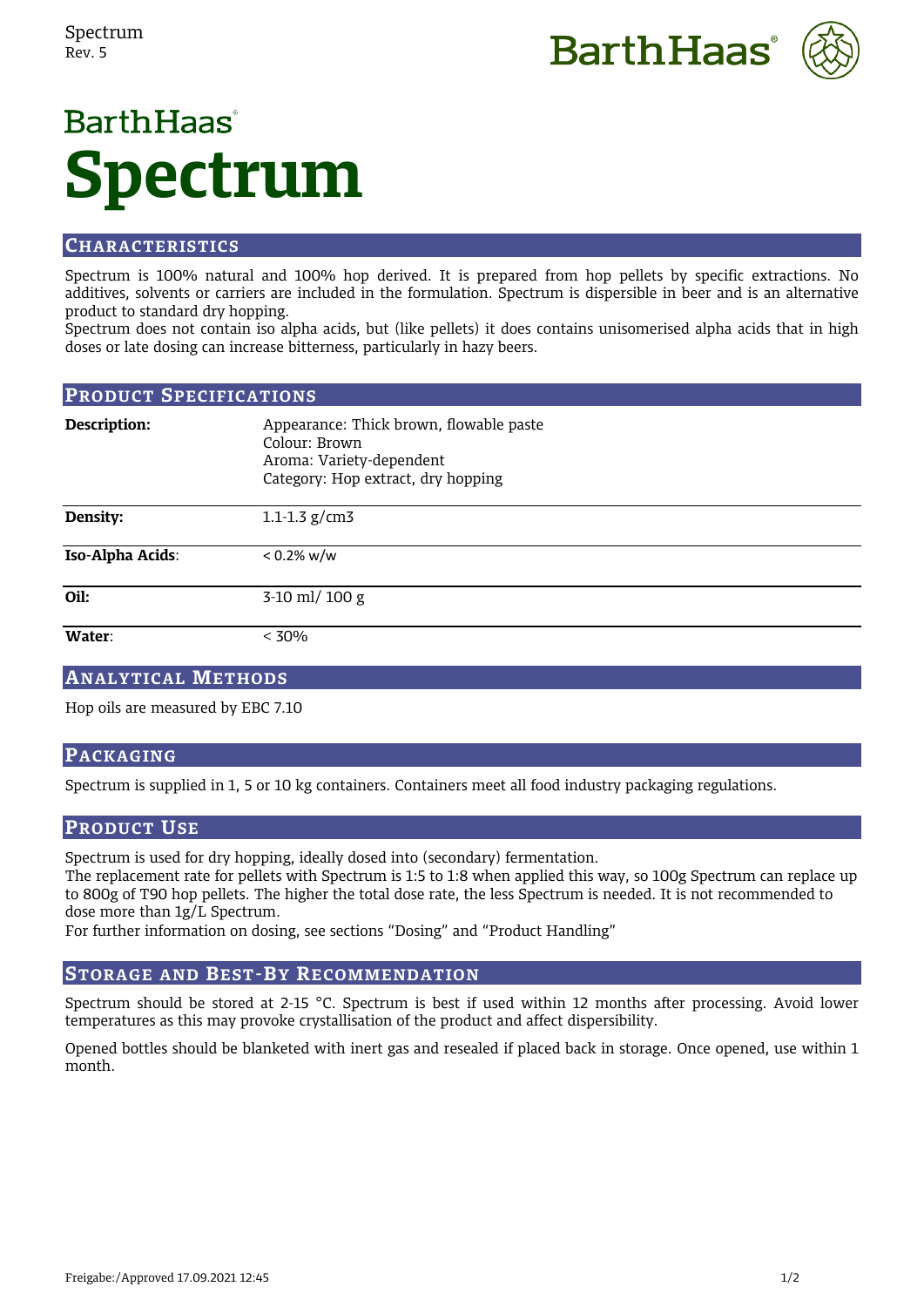# BarthHaas Spectrum

## Characteristics

Spectrum is 100% natural and 100% hop derived. It is prepared from hop pellets by specific extractions. No additives, solvents or carriers are included in the formulation. Spectrum is dispersible in beer and is an alternative product to standard dry hopping.

Spectrum does not contain iso alpha acids, but (like pellets) it does contains unisomerised alpha acids that in high doses or late dosing can increase bitterness, particularly in hazy beers.

## Product Specifications

| | |
|---|---|
| **Description:** | Appearance: Thick brown, flowable paste<br>Colour: Brown<br>Aroma: Variety-dependent<br>Category: Hop extract, dry hopping |
| **Density:** | 1.1-1.3 g/cm3 |
| **Iso-Alpha Acids**: | < 0.2% w/w |
| **Oil:** | 3-10 ml/ 100 g |
| **Water**: | < 30% |

## Analytical Methods

Hop oils are measured by EBC 7.10

## Packaging

Spectrum is supplied in 1, 5 or 10 kg containers. Containers meet all food industry packaging regulations.

## Product Use

Spectrum is used for dry hopping, ideally dosed into (secondary) fermentation.

The replacement rate for pellets with Spectrum is 1:5 to 1:8 when applied this way, so 100g Spectrum can replace up to 800g of T90 hop pellets. The higher the total dose rate, the less Spectrum is needed. It is not recommended to dose more than 1g/L Spectrum.

For further information on dosing, see sections "Dosing" and "Product Handling"

## Storage and Best-By Recommendation

Spectrum should be stored at 2-15 °C. Spectrum is best if used within 12 months after processing. Avoid lower temperatures as this may provoke crystallisation of the product and affect dispersibility.

Opened bottles should be blanketed with inert gas and resealed if placed back in storage. Once opened, use within 1 month.

Freigabe:/Approved 17.09.2021 12:45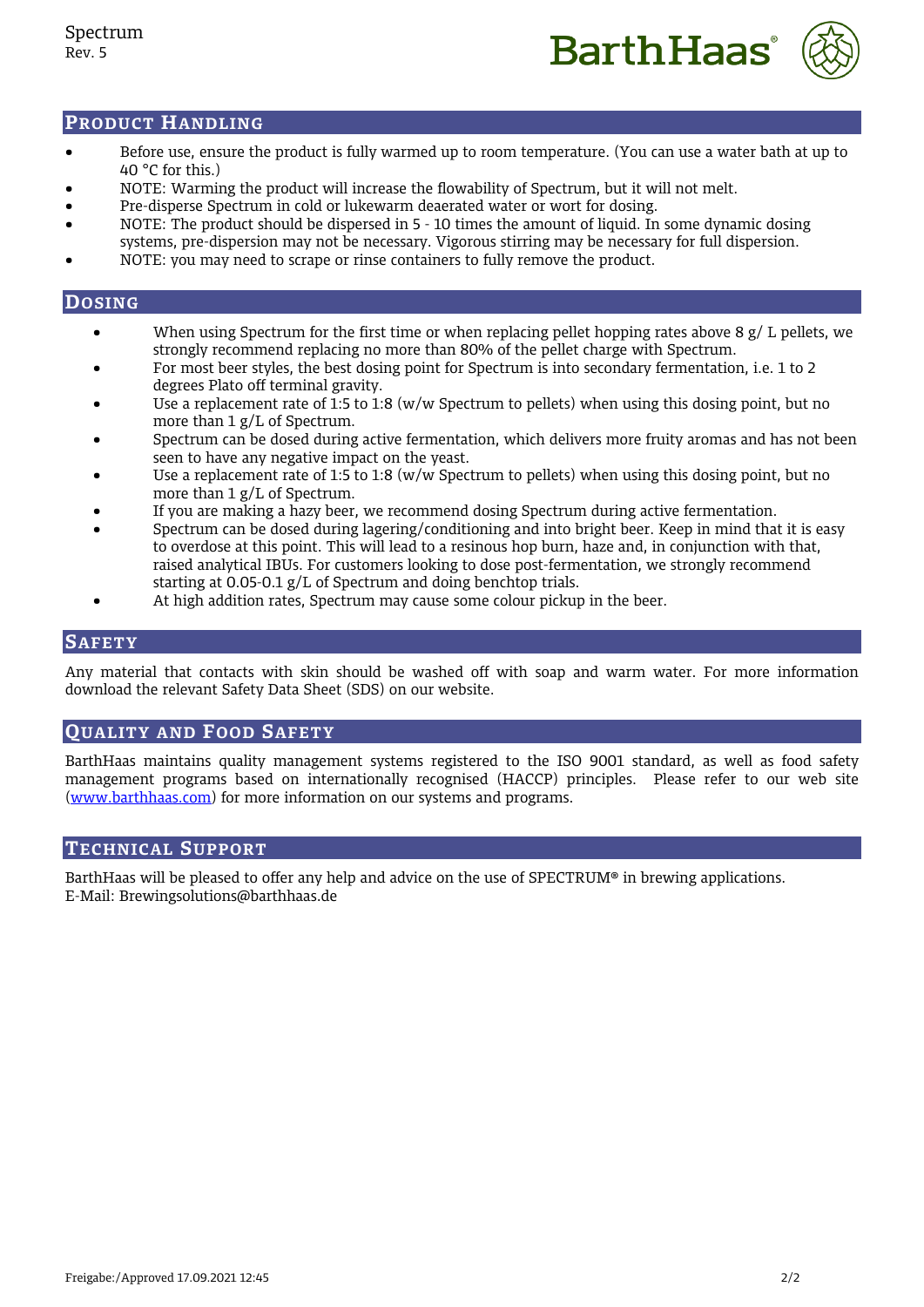## Product Handling

- Before use, ensure the product is fully warmed up to room temperature. (You can use a water bath at up to 40 °C for this.)
- NOTE: Warming the product will increase the flowability of Spectrum, but it will not melt.
- Pre-disperse Spectrum in cold or lukewarm deaerated water or wort for dosing.
- NOTE: The product should be dispersed in 5 - 10 times the amount of liquid. In some dynamic dosing systems, pre-dispersion may not be necessary. Vigorous stirring may be necessary for full dispersion.
- NOTE: you may need to scrape or rinse containers to fully remove the product.

## Dosing

- When using Spectrum for the first time or when replacing pellet hopping rates above 8 g/ L pellets, we strongly recommend replacing no more than 80% of the pellet charge with Spectrum.
- For most beer styles, the best dosing point for Spectrum is into secondary fermentation, i.e. 1 to 2 degrees Plato off terminal gravity.
- Use a replacement rate of 1:5 to 1:8 (w/w Spectrum to pellets) when using this dosing point, but no more than 1 g/L of Spectrum.
- Spectrum can be dosed during active fermentation, which delivers more fruity aromas and has not been seen to have any negative impact on the yeast.
- Use a replacement rate of 1:5 to 1:8 (w/w Spectrum to pellets) when using this dosing point, but no more than 1 g/L of Spectrum.
- If you are making a hazy beer, we recommend dosing Spectrum during active fermentation.
- Spectrum can be dosed during lagering/conditioning and into bright beer. Keep in mind that it is easy to overdose at this point. This will lead to a resinous hop burn, haze and, in conjunction with that, raised analytical IBUs. For customers looking to dose post-fermentation, we strongly recommend starting at 0.05-0.1 g/L of Spectrum and doing benchtop trials.
- At high addition rates, Spectrum may cause some colour pickup in the beer.

## Safety

Any material that contacts with skin should be washed off with soap and warm water. For more information download the relevant Safety Data Sheet (SDS) on our website.

## Quality and Food Safety

BarthHaas maintains quality management systems registered to the ISO 9001 standard, as well as food safety management programs based on internationally recognised (HACCP) principles. Please refer to our web site (www.barthhaas.com) for more information on our systems and programs.

## Technical Support

BarthHaas will be pleased to offer any help and advice on the use of SPECTRUM® in brewing applications.
E-Mail: Brewingsolutions@barthhaas.de

Freigabe:/Approved 17.09.2021 12:45